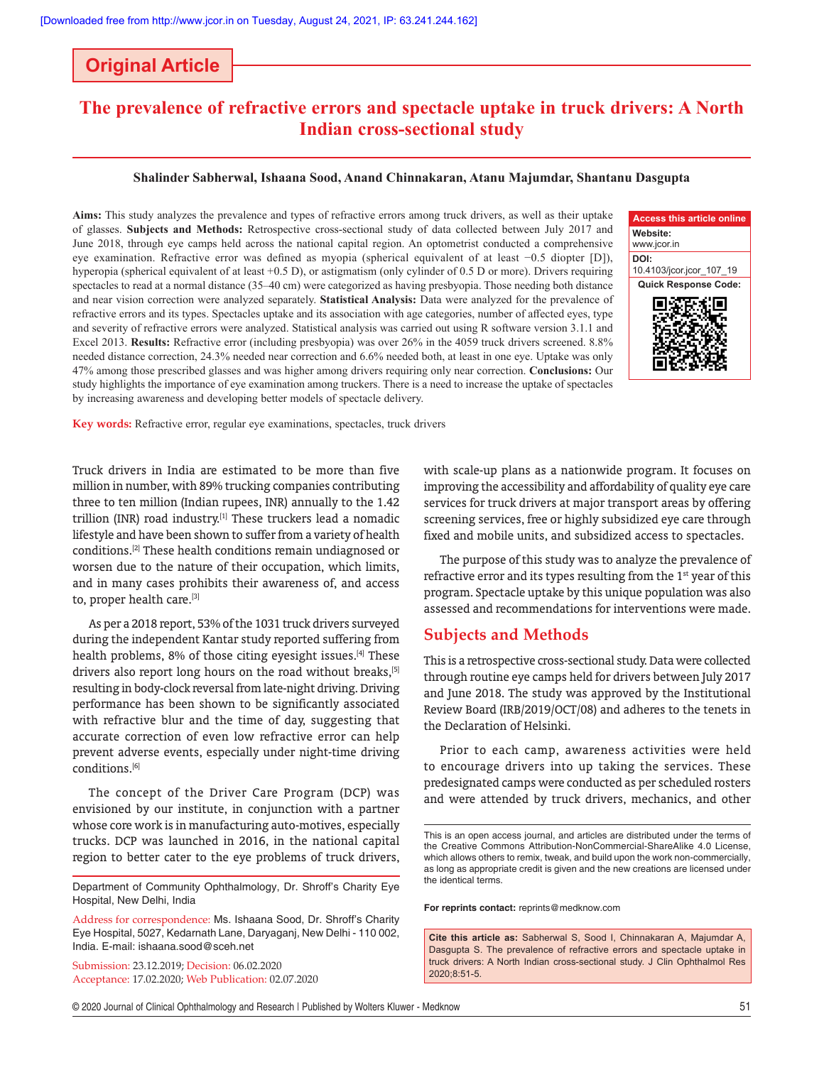Original Article

# The prevalence of refractive errors and spectacle uptake in truck drivers: A North Indian cross-sectional study

**Shalinder Sabherwal, Ishaana Sood, Anand Chinnakaran, Atanu Majumdar, Shantanu Dasgupta**

**Aims:** This study analyzes the prevalence and types of refractive errors among truck drivers, as well as their uptake of glasses. **Subjects and Methods:** Retrospective cross-sectional study of data collected between July 2017 and June 2018, through eye camps held across the national capital region. An optometrist conducted a comprehensive eye examination. Refractive error was defined as myopia (spherical equivalent of at least −0.5 diopter [D]), hyperopia (spherical equivalent of at least +0.5 D), or astigmatism (only cylinder of 0.5 D or more). Drivers requiring spectacles to read at a normal distance (35–40 cm) were categorized as having presbyopia. Those needing both distance and near vision correction were analyzed separately. **Statistical Analysis:** Data were analyzed for the prevalence of refractive errors and its types. Spectacles uptake and its association with age categories, number of affected eyes, type and severity of refractive errors were analyzed. Statistical analysis was carried out using R software version 3.1.1 and Excel 2013. **Results:** Refractive error (including presbyopia) was over 26% in the 4059 truck drivers screened. 8.8% needed distance correction, 24.3% needed near correction and 6.6% needed both, at least in one eye. Uptake was only 47% among those prescribed glasses and was higher among drivers requiring only near correction. **Conclusions:** Our study highlights the importance of eye examination among truckers. There is a need to increase the uptake of spectacles by increasing awareness and developing better models of spectacle delivery.

**Key words:** Refractive error, regular eye examinations, spectacles, truck drivers

Access this article online
Website: www.jcor.in
DOI: 10.4103/jcor.jcor_107_19

Truck drivers in India are estimated to be more than five million in number, with 89% trucking companies contributing three to ten million (Indian rupees, INR) annually to the 1.42 trillion (INR) road industry.[1] These truckers lead a nomadic lifestyle and have been shown to suffer from a variety of health conditions.[2] These health conditions remain undiagnosed or worsen due to the nature of their occupation, which limits, and in many cases prohibits their awareness of, and access to, proper health care.[3]

As per a 2018 report, 53% of the 1031 truck drivers surveyed during the independent Kantar study reported suffering from health problems, 8% of those citing eyesight issues.[4] These drivers also report long hours on the road without breaks,[5] resulting in body-clock reversal from late-night driving. Driving performance has been shown to be significantly associated with refractive blur and the time of day, suggesting that accurate correction of even low refractive error can help prevent adverse events, especially under night-time driving conditions.[6]

The concept of the Driver Care Program (DCP) was envisioned by our institute, in conjunction with a partner whose core work is in manufacturing auto-motives, especially trucks. DCP was launched in 2016, in the national capital region to better cater to the eye problems of truck drivers, with scale-up plans as a nationwide program. It focuses on improving the accessibility and affordability of quality eye care services for truck drivers at major transport areas by offering screening services, free or highly subsidized eye care through fixed and mobile units, and subsidized access to spectacles.

The purpose of this study was to analyze the prevalence of refractive error and its types resulting from the 1st year of this program. Spectacle uptake by this unique population was also assessed and recommendations for interventions were made.

## Subjects and Methods

This is a retrospective cross-sectional study. Data were collected through routine eye camps held for drivers between July 2017 and June 2018. The study was approved by the Institutional Review Board (IRB/2019/OCT/08) and adheres to the tenets in the Declaration of Helsinki.

Prior to each camp, awareness activities were held to encourage drivers into up taking the services. These predesignated camps were conducted as per scheduled rosters and were attended by truck drivers, mechanics, and other

Department of Community Ophthalmology, Dr. Shroff's Charity Eye Hospital, New Delhi, India

Address for correspondence: Ms. Ishaana Sood, Dr. Shroff's Charity Eye Hospital, 5027, Kedarnath Lane, Daryaganj, New Delhi - 110 002, India. E-mail: ishaana.sood@sceh.net

Submission: 23.12.2019; Decision: 06.02.2020
Acceptance: 17.02.2020; Web Publication: 02.07.2020

This is an open access journal, and articles are distributed under the terms of the Creative Commons Attribution-NonCommercial-ShareAlike 4.0 License, which allows others to remix, tweak, and build upon the work non-commercially, as long as appropriate credit is given and the new creations are licensed under the identical terms.

**For reprints contact:** reprints@medknow.com

**Cite this article as:** Sabherwal S, Sood I, Chinnakaran A, Majumdar A, Dasgupta S. The prevalence of refractive errors and spectacle uptake in truck drivers: A North Indian cross-sectional study. J Clin Ophthalmol Res 2020;8:51-5.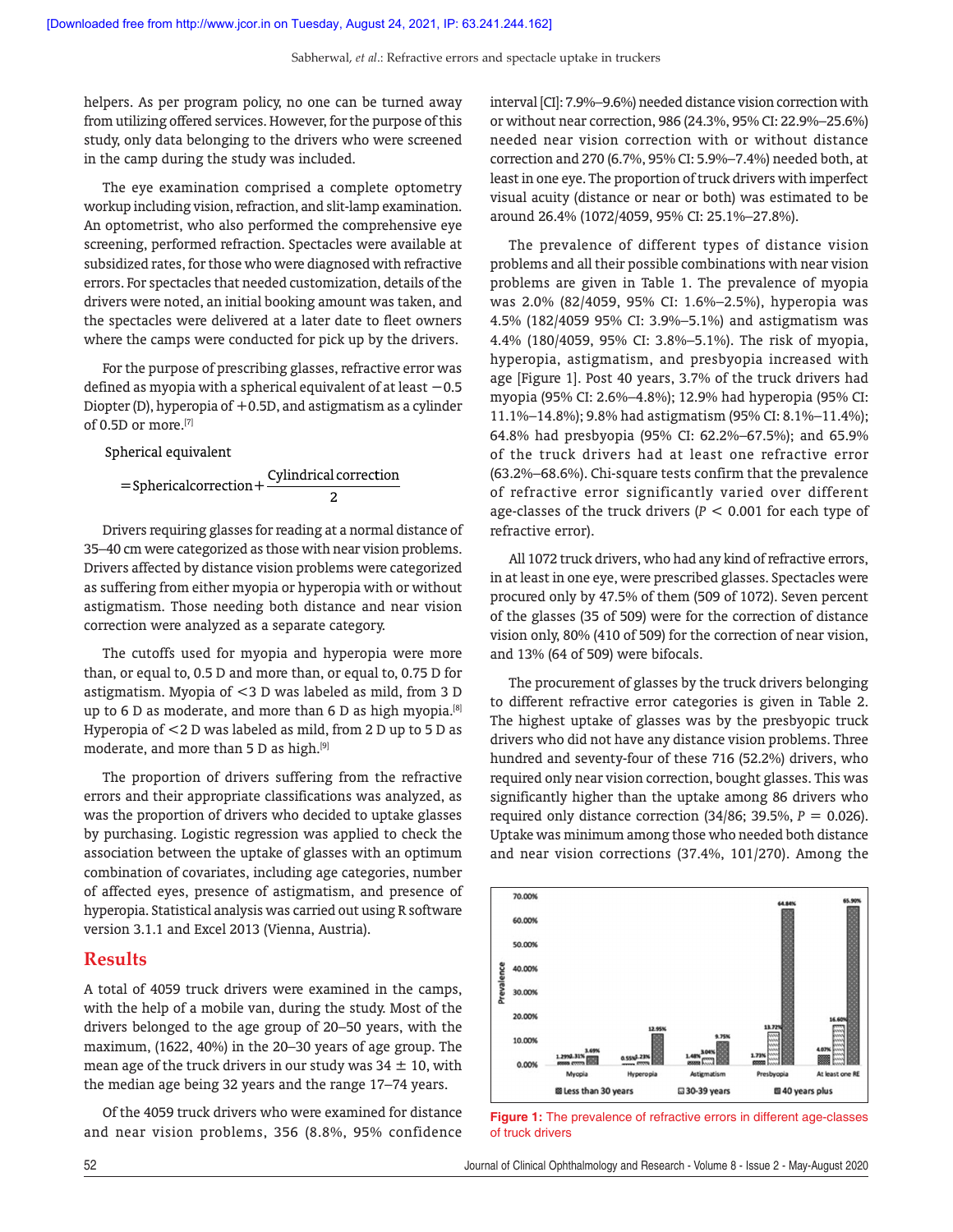helpers. As per program policy, no one can be turned away from utilizing offered services. However, for the purpose of this study, only data belonging to the drivers who were screened in the camp during the study was included.

The eye examination comprised a complete optometry workup including vision, refraction, and slit-lamp examination. An optometrist, who also performed the comprehensive eye screening, performed refraction. Spectacles were available at subsidized rates, for those who were diagnosed with refractive errors. For spectacles that needed customization, details of the drivers were noted, an initial booking amount was taken, and the spectacles were delivered at a later date to fleet owners where the camps were conducted for pick up by the drivers.

For the purpose of prescribing glasses, refractive error was defined as myopia with a spherical equivalent of at least −0.5 Diopter (D), hyperopia of +0.5D, and astigmatism as a cylinder of 0.5D or more.[7]

$$\text{Spherical equivalent} = \text{Spherical correction} + \frac{\text{Cylindrical correction}}{2}$$

Drivers requiring glasses for reading at a normal distance of 35–40 cm were categorized as those with near vision problems. Drivers affected by distance vision problems were categorized as suffering from either myopia or hyperopia with or without astigmatism. Those needing both distance and near vision correction were analyzed as a separate category.

The cutoffs used for myopia and hyperopia were more than, or equal to, 0.5 D and more than, or equal to, 0.75 D for astigmatism. Myopia of <3 D was labeled as mild, from 3 D up to 6 D as moderate, and more than 6 D as high myopia.[8] Hyperopia of <2 D was labeled as mild, from 2 D up to 5 D as moderate, and more than 5 D as high.[9]

The proportion of drivers suffering from the refractive errors and their appropriate classifications was analyzed, as was the proportion of drivers who decided to uptake glasses by purchasing. Logistic regression was applied to check the association between the uptake of glasses with an optimum combination of covariates, including age categories, number of affected eyes, presence of astigmatism, and presence of hyperopia. Statistical analysis was carried out using R software version 3.1.1 and Excel 2013 (Vienna, Austria).

## Results

A total of 4059 truck drivers were examined in the camps, with the help of a mobile van, during the study. Most of the drivers belonged to the age group of 20–50 years, with the maximum, (1622, 40%) in the 20–30 years of age group. The mean age of the truck drivers in our study was 34 ± 10, with the median age being 32 years and the range 17–74 years.

Of the 4059 truck drivers who were examined for distance and near vision problems, 356 (8.8%, 95% confidence interval [CI]: 7.9%–9.6%) needed distance vision correction with or without near correction, 986 (24.3%, 95% CI: 22.9%–25.6%) needed near vision correction with or without distance correction and 270 (6.7%, 95% CI: 5.9%–7.4%) needed both, at least in one eye. The proportion of truck drivers with imperfect visual acuity (distance or near or both) was estimated to be around 26.4% (1072/4059, 95% CI: 25.1%–27.8%).

The prevalence of different types of distance vision problems and all their possible combinations with near vision problems are given in Table 1. The prevalence of myopia was 2.0% (82/4059, 95% CI: 1.6%–2.5%), hyperopia was 4.5% (182/4059 95% CI: 3.9%–5.1%) and astigmatism was 4.4% (180/4059, 95% CI: 3.8%–5.1%). The risk of myopia, hyperopia, astigmatism, and presbyopia increased with age [Figure 1]. Post 40 years, 3.7% of the truck drivers had myopia (95% CI: 2.6%–4.8%); 12.9% had hyperopia (95% CI: 11.1%–14.8%); 9.8% had astigmatism (95% CI: 8.1%–11.4%); 64.8% had presbyopia (95% CI: 62.2%–67.5%); and 65.9% of the truck drivers had at least one refractive error (63.2%–68.6%). Chi-square tests confirm that the prevalence of refractive error significantly varied over different age-classes of the truck drivers ($P < 0.001$ for each type of refractive error).

All 1072 truck drivers, who had any kind of refractive errors, in at least one eye, were prescribed glasses. Spectacles were procured only by 47.5% of them (509 of 1072). Seven percent of the glasses (35 of 509) were for the correction of distance vision only, 80% (410 of 509) for the correction of near vision, and 13% (64 of 509) were bifocals.

The procurement of glasses by the truck drivers belonging to different refractive error categories is given in Table 2. The highest uptake of glasses was by the presbyopic truck drivers who did not have any distance vision problems. Three hundred and seventy-four of these 716 (52.2%) drivers, who required only near vision correction, bought glasses. This was significantly higher than the uptake among 86 drivers who required only distance correction (34/86; 39.5%, $P = 0.026$). Uptake was minimum among those who needed both distance and near vision corrections (37.4%, 101/270). Among the

Figure 1: The prevalence of refractive errors in different age-classes of truck drivers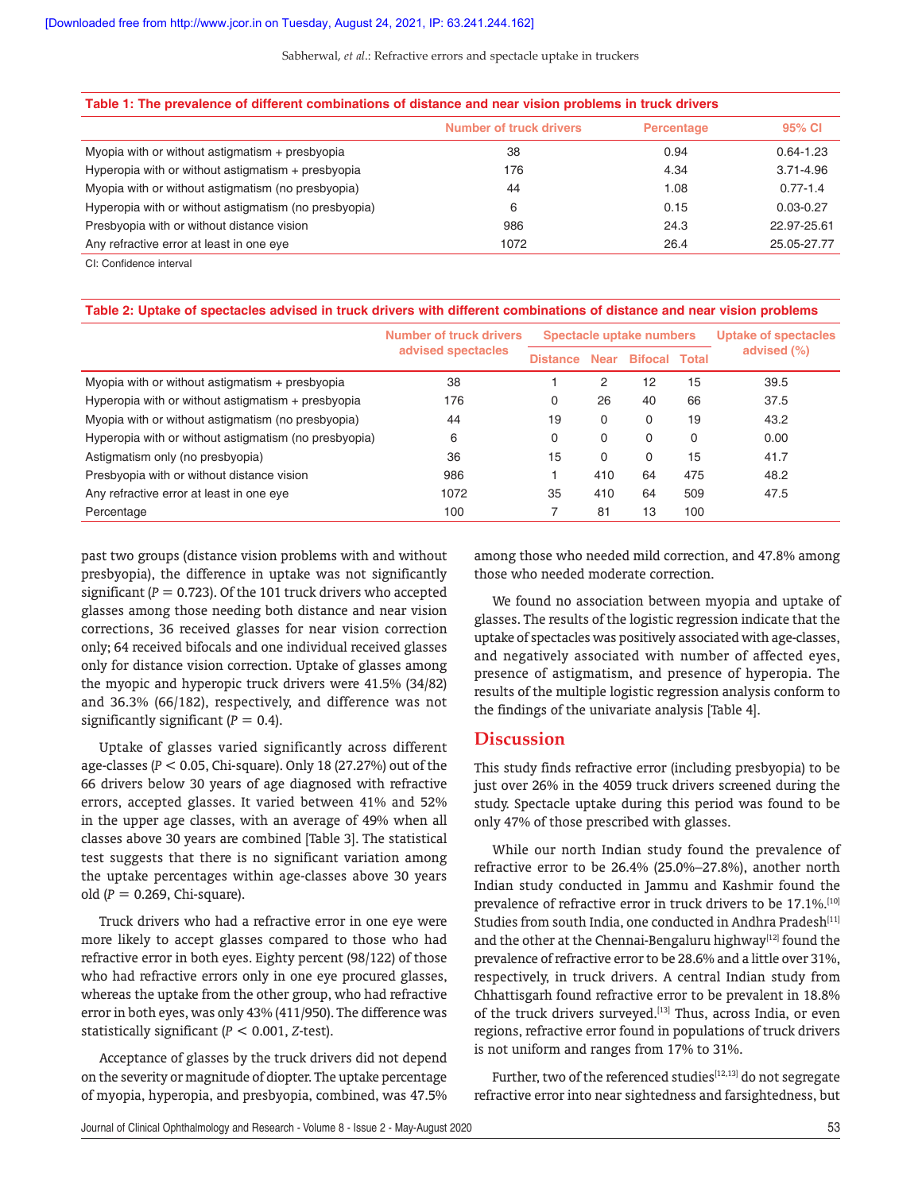**Table 1: The prevalence of different combinations of distance and near vision problems in truck drivers**

| | Number of truck drivers | Percentage | 95% CI |
|---|---|---|---|
| Myopia with or without astigmatism + presbyopia | 38 | 0.94 | 0.64-1.23 |
| Hyperopia with or without astigmatism + presbyopia | 176 | 4.34 | 3.71-4.96 |
| Myopia with or without astigmatism (no presbyopia) | 44 | 1.08 | 0.77-1.4 |
| Hyperopia with or without astigmatism (no presbyopia) | 6 | 0.15 | 0.03-0.27 |
| Presbyopia with or without distance vision | 986 | 24.3 | 22.97-25.61 |
| Any refractive error at least in one eye | 1072 | 26.4 | 25.05-27.77 |

CI: Confidence interval

**Table 2: Uptake of spectacles advised in truck drivers with different combinations of distance and near vision problems**

| | Number of truck drivers advised spectacles | Spectacle uptake numbers | | | | Uptake of spectacles advised (%) |
|---|---|---|---|---|---|---|
| | | Distance | Near | Bifocal | Total | |
| Myopia with or without astigmatism + presbyopia | 38 | 1 | 2 | 12 | 15 | 39.5 |
| Hyperopia with or without astigmatism + presbyopia | 176 | 0 | 26 | 40 | 66 | 37.5 |
| Myopia with or without astigmatism (no presbyopia) | 44 | 19 | 0 | 0 | 19 | 43.2 |
| Hyperopia with or without astigmatism (no presbyopia) | 6 | 0 | 0 | 0 | 0 | 0.00 |
| Astigmatism only (no presbyopia) | 36 | 15 | 0 | 0 | 15 | 41.7 |
| Presbyopia with or without distance vision | 986 | 1 | 410 | 64 | 475 | 48.2 |
| Any refractive error at least in one eye | 1072 | 35 | 410 | 64 | 509 | 47.5 |
| Percentage | 100 | 7 | 81 | 13 | 100 | |

past two groups (distance vision problems with and without presbyopia), the difference in uptake was not significantly significant ($P = 0.723$). Of the 101 truck drivers who accepted glasses among those needing both distance and near vision corrections, 36 received glasses for near vision correction only; 64 received bifocals and one individual received glasses only for distance vision correction. Uptake of glasses among the myopic and hyperopic truck drivers were 41.5% (34/82) and 36.3% (66/182), respectively, and difference was not significantly significant ($P = 0.4$).

Uptake of glasses varied significantly across different age-classes ($P < 0.05$, Chi-square). Only 18 (27.27%) out of the 66 drivers below 30 years of age diagnosed with refractive errors, accepted glasses. It varied between 41% and 52% in the upper age classes, with an average of 49% when all classes above 30 years are combined [Table 3]. The statistical test suggests that there is no significant variation among the uptake percentages within age-classes above 30 years old ($P = 0.269$, Chi-square).

Truck drivers who had a refractive error in one eye were more likely to accept glasses compared to those who had refractive error in both eyes. Eighty percent (98/122) of those who had refractive errors only in one eye procured glasses, whereas the uptake from the other group, who had refractive error in both eyes, was only 43% (411/950). The difference was statistically significant ($P < 0.001$, $Z$-test).

Acceptance of glasses by the truck drivers did not depend on the severity or magnitude of diopter. The uptake percentage of myopia, hyperopia, and presbyopia, combined, was 47.5% among those who needed mild correction, and 47.8% among those who needed moderate correction.

We found no association between myopia and uptake of glasses. The results of the logistic regression indicate that the uptake of spectacles was positively associated with age-classes, and negatively associated with number of affected eyes, presence of astigmatism, and presence of hyperopia. The results of the multiple logistic regression analysis conform to the findings of the univariate analysis [Table 4].

## Discussion

This study finds refractive error (including presbyopia) to be just over 26% in the 4059 truck drivers screened during the study. Spectacle uptake during this period was found to be only 47% of those prescribed with glasses.

While our north Indian study found the prevalence of refractive error to be 26.4% (25.0%–27.8%), another north Indian study conducted in Jammu and Kashmir found the prevalence of refractive error in truck drivers to be 17.1%.[10] Studies from south India, one conducted in Andhra Pradesh[11] and the other at the Chennai-Bengaluru highway[12] found the prevalence of refractive error to be 28.6% and a little over 31%, respectively, in truck drivers. A central Indian study from Chhattisgarh found refractive error to be prevalent in 18.8% of the truck drivers surveyed.[13] Thus, across India, or even regions, refractive error found in populations of truck drivers is not uniform and ranges from 17% to 31%.

Further, two of the referenced studies[12,13] do not segregate refractive error into near sightedness and farsightedness, but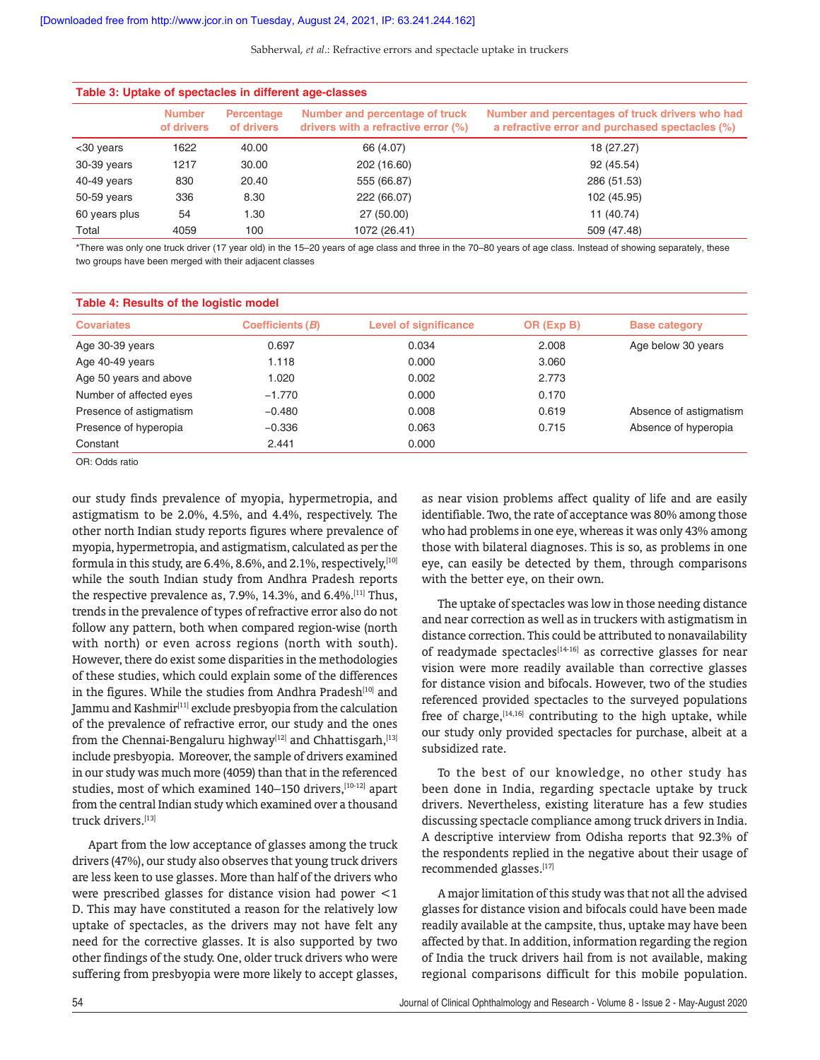**Table 3: Uptake of spectacles in different age-classes**

| | Number of drivers | Percentage of drivers | Number and percentage of truck drivers with a refractive error (%) | Number and percentages of truck drivers who had a refractive error and purchased spectacles (%) |
|---|---|---|---|---|
| <30 years | 1622 | 40.00 | 66 (4.07) | 18 (27.27) |
| 30-39 years | 1217 | 30.00 | 202 (16.60) | 92 (45.54) |
| 40-49 years | 830 | 20.40 | 555 (66.87) | 286 (51.53) |
| 50-59 years | 336 | 8.30 | 222 (66.07) | 102 (45.95) |
| 60 years plus | 54 | 1.30 | 27 (50.00) | 11 (40.74) |
| Total | 4059 | 100 | 1072 (26.41) | 509 (47.48) |

*There was only one truck driver (17 year old) in the 15–20 years of age class and three in the 70–80 years of age class. Instead of showing separately, these two groups have been merged with their adjacent classes

**Table 4: Results of the logistic model**

| Covariates | Coefficients (*B*) | Level of significance | OR (Exp B) | Base category |
|---|---|---|---|---|
| Age 30-39 years | 0.697 | 0.034 | 2.008 | Age below 30 years |
| Age 40-49 years | 1.118 | 0.000 | 3.060 | |
| Age 50 years and above | 1.020 | 0.002 | 2.773 | |
| Number of affected eyes | −1.770 | 0.000 | 0.170 | |
| Presence of astigmatism | −0.480 | 0.008 | 0.619 | Absence of astigmatism |
| Presence of hyperopia | −0.336 | 0.063 | 0.715 | Absence of hyperopia |
| Constant | 2.441 | 0.000 | | |

OR: Odds ratio

our study finds prevalence of myopia, hypermetropia, and astigmatism to be 2.0%, 4.5%, and 4.4%, respectively. The other north Indian study reports figures where prevalence of myopia, hypermetropia, and astigmatism, calculated as per the formula in this study, are 6.4%, 8.6%, and 2.1%, respectively,[10] while the south Indian study from Andhra Pradesh reports the respective prevalence as, 7.9%, 14.3%, and 6.4%.[11] Thus, trends in the prevalence of types of refractive error also do not follow any pattern, both when compared region-wise (north with north) or even across regions (north with south). However, there do exist some disparities in the methodologies of these studies, which could explain some of the differences in the figures. While the studies from Andhra Pradesh[10] and Jammu and Kashmir[11] exclude presbyopia from the calculation of the prevalence of refractive error, our study and the ones from the Chennai-Bengaluru highway[12] and Chhattisgarh,[13] include presbyopia. Moreover, the sample of drivers examined in our study was much more (4059) than that in the referenced studies, most of which examined 140–150 drivers,[10-12] apart from the central Indian study which examined over a thousand truck drivers.[13]

Apart from the low acceptance of glasses among the truck drivers (47%), our study also observes that young truck drivers are less keen to use glasses. More than half of the drivers who were prescribed glasses for distance vision had power <1 D. This may have constituted a reason for the relatively low uptake of spectacles, as the drivers may not have felt any need for the corrective glasses. It is also supported by two other findings of the study. One, older truck drivers who were suffering from presbyopia were more likely to accept glasses, as near vision problems affect quality of life and are easily identifiable. Two, the rate of acceptance was 80% among those who had problems in one eye, whereas it was only 43% among those with bilateral diagnoses. This is so, as problems in one eye, can easily be detected by them, through comparisons with the better eye, on their own.

The uptake of spectacles was low in those needing distance and near correction as well as in truckers with astigmatism in distance correction. This could be attributed to nonavailability of readymade spectacles[14-16] as corrective glasses for near vision were more readily available than corrective glasses for distance vision and bifocals. However, two of the studies referenced provided spectacles to the surveyed populations free of charge,[14,16] contributing to the high uptake, while our study only provided spectacles for purchase, albeit at a subsidized rate.

To the best of our knowledge, no other study has been done in India, regarding spectacle uptake by truck drivers. Nevertheless, existing literature has a few studies discussing spectacle compliance among truck drivers in India. A descriptive interview from Odisha reports that 92.3% of the respondents replied in the negative about their usage of recommended glasses.[17]

A major limitation of this study was that not all the advised glasses for distance vision and bifocals could have been made readily available at the campsite, thus, uptake may have been affected by that. In addition, information regarding the region of India the truck drivers hail from is not available, making regional comparisons difficult for this mobile population.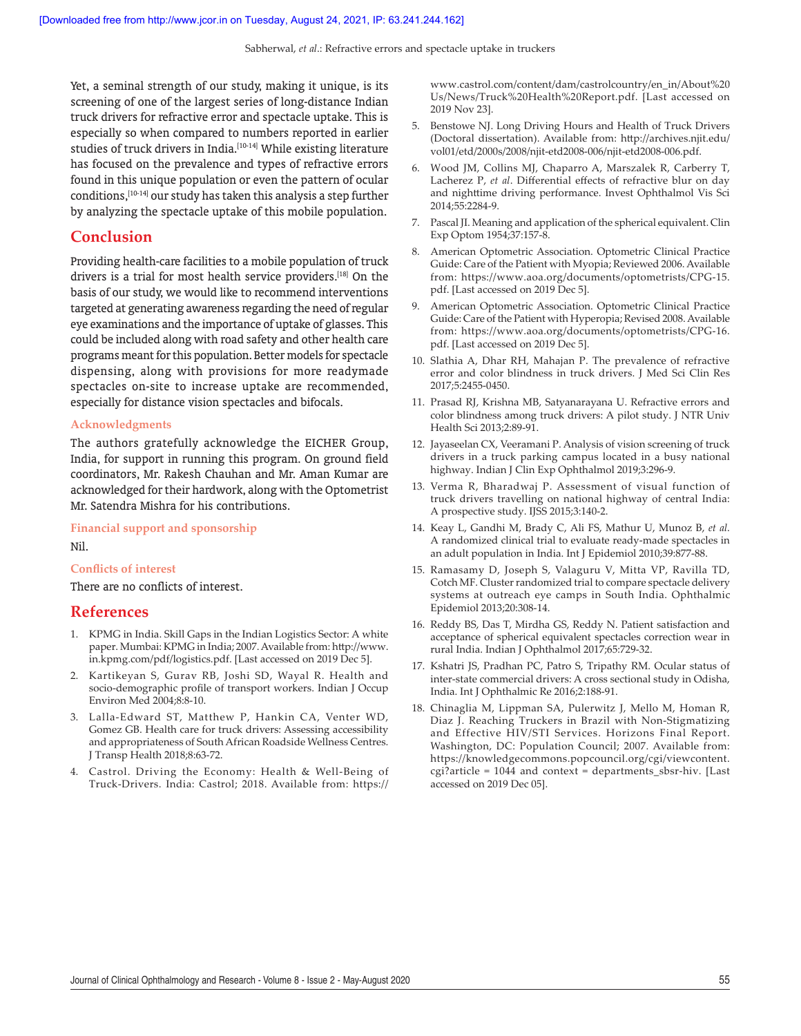Yet, a seminal strength of our study, making it unique, is its screening of one of the largest series of long-distance Indian truck drivers for refractive error and spectacle uptake. This is especially so when compared to numbers reported in earlier studies of truck drivers in India.[10-14] While existing literature has focused on the prevalence and types of refractive errors found in this unique population or even the pattern of ocular conditions,[10-14] our study has taken this analysis a step further by analyzing the spectacle uptake of this mobile population.

## Conclusion

Providing health-care facilities to a mobile population of truck drivers is a trial for most health service providers.[18] On the basis of our study, we would like to recommend interventions targeted at generating awareness regarding the need of regular eye examinations and the importance of uptake of glasses. This could be included along with road safety and other health care programs meant for this population. Better models for spectacle dispensing, along with provisions for more readymade spectacles on-site to increase uptake are recommended, especially for distance vision spectacles and bifocals.

### Acknowledgments

The authors gratefully acknowledge the EICHER Group, India, for support in running this program. On ground field coordinators, Mr. Rakesh Chauhan and Mr. Aman Kumar are acknowledged for their hardwork, along with the Optometrist Mr. Satendra Mishra for his contributions.

### Financial support and sponsorship

Nil.

### Conflicts of interest

There are no conflicts of interest.

## References

1. KPMG in India. Skill Gaps in the Indian Logistics Sector: A white paper. Mumbai: KPMG in India; 2007. Available from: http://www.in.kpmg.com/pdf/logistics.pdf. [Last accessed on 2019 Dec 5].
2. Kartikeyan S, Gurav RB, Joshi SD, Wayal R. Health and socio-demographic profile of transport workers. Indian J Occup Environ Med 2004;8:8-10.
3. Lalla-Edward ST, Matthew P, Hankin CA, Venter WD, Gomez GB. Health care for truck drivers: Assessing accessibility and appropriateness of South African Roadside Wellness Centres. J Transp Health 2018;8:63-72.
4. Castrol. Driving the Economy: Health & Well-Being of Truck-Drivers. India: Castrol; 2018. Available from: https://www.castrol.com/content/dam/castrolcountry/en_in/About%20Us/News/Truck%20Health%20Report.pdf. [Last accessed on 2019 Nov 23].
5. Benstowe NJ. Long Driving Hours and Health of Truck Drivers (Doctoral dissertation). Available from: http://archives.njit.edu/vol01/etd/2000s/2008/njit-etd2008-006/njit-etd2008-006.pdf.
6. Wood JM, Collins MJ, Chaparro A, Marszalek R, Carberry T, Lacherez P, *et al*. Differential effects of refractive blur on day and nighttime driving performance. Invest Ophthalmol Vis Sci 2014;55:2284-9.
7. Pascal JI. Meaning and application of the spherical equivalent. Clin Exp Optom 1954;37:157-8.
8. American Optometric Association. Optometric Clinical Practice Guide: Care of the Patient with Myopia; Reviewed 2006. Available from: https://www.aoa.org/documents/optometrists/CPG-15.pdf. [Last accessed on 2019 Dec 5].
9. American Optometric Association. Optometric Clinical Practice Guide: Care of the Patient with Hyperopia; Revised 2008. Available from: https://www.aoa.org/documents/optometrists/CPG-16.pdf. [Last accessed on 2019 Dec 5].
10. Slathia A, Dhar RH, Mahajan P. The prevalence of refractive error and color blindness in truck drivers. J Med Sci Clin Res 2017;5:2455-0450.
11. Prasad RJ, Krishna MB, Satyanarayana U. Refractive errors and color blindness among truck drivers: A pilot study. J NTR Univ Health Sci 2013;2:89-91.
12. Jayaseelan CX, Veeramani P. Analysis of vision screening of truck drivers in a truck parking campus located in a busy national highway. Indian J Clin Exp Ophthalmol 2019;3:296-9.
13. Verma R, Bharadwaj P. Assessment of visual function of truck drivers travelling on national highway of central India: A prospective study. IJSS 2015;3:140-2.
14. Keay L, Gandhi M, Brady C, Ali FS, Mathur U, Munoz B, *et al*. A randomized clinical trial to evaluate ready-made spectacles in an adult population in India. Int J Epidemiol 2010;39:877-88.
15. Ramasamy D, Joseph S, Valaguru V, Mitta VP, Ravilla TD, Cotch MF. Cluster randomized trial to compare spectacle delivery systems at outreach eye camps in South India. Ophthalmic Epidemiol 2013;20:308-14.
16. Reddy BS, Das T, Mirdha GS, Reddy N. Patient satisfaction and acceptance of spherical equivalent spectacles correction wear in rural India. Indian J Ophthalmol 2017;65:729-32.
17. Kshatri JS, Pradhan PC, Patro S, Tripathy RM. Ocular status of inter-state commercial drivers: A cross sectional study in Odisha, India. Int J Ophthalmic Re 2016;2:188-91.
18. Chinaglia M, Lippman SA, Pulerwitz J, Mello M, Homan R, Diaz J. Reaching Truckers in Brazil with Non-Stigmatizing and Effective HIV/STI Services. Horizons Final Report. Washington, DC: Population Council; 2007. Available from: https://knowledgecommons.popcouncil.org/cgi/viewcontent.cgi?article = 1044 and context = departments_sbsr-hiv. [Last accessed on 2019 Dec 05].